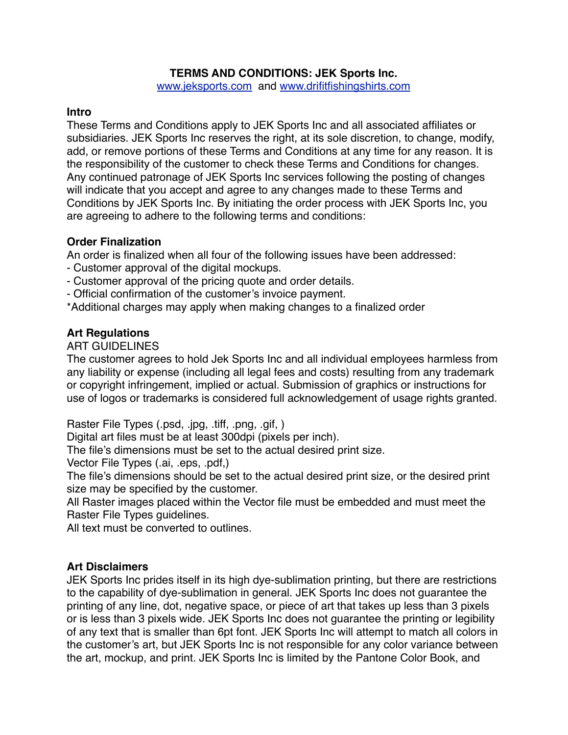# TERMS AND CONDITIONS: JEK Sports Inc.

www.jeksports.com and www.drifitfishingshirts.com

## Intro

These Terms and Conditions apply to JEK Sports Inc and all associated affiliates or subsidiaries. JEK Sports Inc reserves the right, at its sole discretion, to change, modify, add, or remove portions of these Terms and Conditions at any time for any reason. It is the responsibility of the customer to check these Terms and Conditions for changes. Any continued patronage of JEK Sports Inc services following the posting of changes will indicate that you accept and agree to any changes made to these Terms and Conditions by JEK Sports Inc. By initiating the order process with JEK Sports Inc, you are agreeing to adhere to the following terms and conditions:

## Order Finalization

An order is finalized when all four of the following issues have been addressed:

- Customer approval of the digital mockups.
- Customer approval of the pricing quote and order details.
- Official confirmation of the customer's invoice payment.

*Additional charges may apply when making changes to a finalized order

## Art Regulations

ART GUIDELINES

The customer agrees to hold Jek Sports Inc and all individual employees harmless from any liability or expense (including all legal fees and costs) resulting from any trademark or copyright infringement, implied or actual. Submission of graphics or instructions for use of logos or trademarks is considered full acknowledgement of usage rights granted.

Raster File Types (.psd, .jpg, .tiff, .png, .gif, )
Digital art files must be at least 300dpi (pixels per inch).
The file's dimensions must be set to the actual desired print size.
Vector File Types (.ai, .eps, .pdf,)
The file's dimensions should be set to the actual desired print size, or the desired print size may be specified by the customer.
All Raster images placed within the Vector file must be embedded and must meet the Raster File Types guidelines.
All text must be converted to outlines.

## Art Disclaimers

JEK Sports Inc prides itself in its high dye-sublimation printing, but there are restrictions to the capability of dye-sublimation in general. JEK Sports Inc does not guarantee the printing of any line, dot, negative space, or piece of art that takes up less than 3 pixels or is less than 3 pixels wide. JEK Sports Inc does not guarantee the printing or legibility of any text that is smaller than 6pt font. JEK Sports Inc will attempt to match all colors in the customer's art, but JEK Sports Inc is not responsible for any color variance between the art, mockup, and print. JEK Sports Inc is limited by the Pantone Color Book, and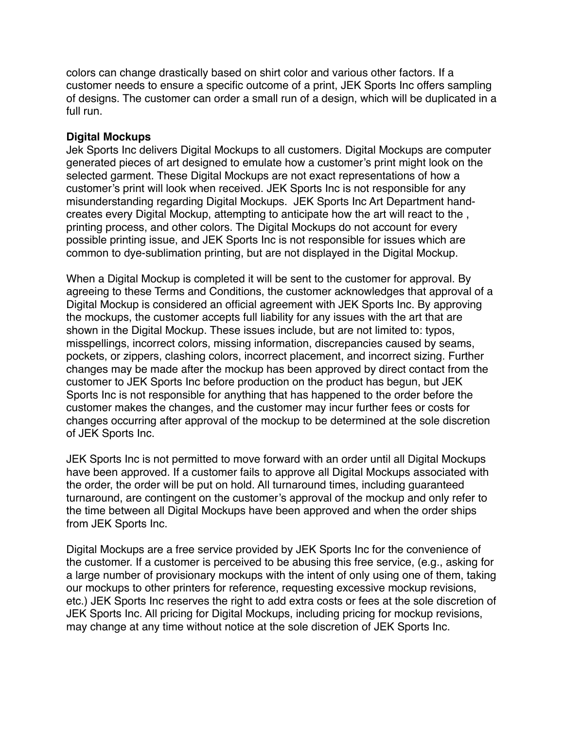colors can change drastically based on shirt color and various other factors. If a customer needs to ensure a specific outcome of a print, JEK Sports Inc offers sampling of designs. The customer can order a small run of a design, which will be duplicated in a full run.

**Digital Mockups**

Jek Sports Inc delivers Digital Mockups to all customers. Digital Mockups are computer generated pieces of art designed to emulate how a customer's print might look on the selected garment. These Digital Mockups are not exact representations of how a customer's print will look when received. JEK Sports Inc is not responsible for any misunderstanding regarding Digital Mockups.  JEK Sports Inc Art Department hand-creates every Digital Mockup, attempting to anticipate how the art will react to the , printing process, and other colors. The Digital Mockups do not account for every possible printing issue, and JEK Sports Inc is not responsible for issues which are common to dye-sublimation printing, but are not displayed in the Digital Mockup.

When a Digital Mockup is completed it will be sent to the customer for approval. By agreeing to these Terms and Conditions, the customer acknowledges that approval of a Digital Mockup is considered an official agreement with JEK Sports Inc. By approving the mockups, the customer accepts full liability for any issues with the art that are shown in the Digital Mockup. These issues include, but are not limited to: typos, misspellings, incorrect colors, missing information, discrepancies caused by seams, pockets, or zippers, clashing colors, incorrect placement, and incorrect sizing. Further changes may be made after the mockup has been approved by direct contact from the customer to JEK Sports Inc before production on the product has begun, but JEK Sports Inc is not responsible for anything that has happened to the order before the customer makes the changes, and the customer may incur further fees or costs for changes occurring after approval of the mockup to be determined at the sole discretion of JEK Sports Inc.

JEK Sports Inc is not permitted to move forward with an order until all Digital Mockups have been approved. If a customer fails to approve all Digital Mockups associated with the order, the order will be put on hold. All turnaround times, including guaranteed turnaround, are contingent on the customer's approval of the mockup and only refer to the time between all Digital Mockups have been approved and when the order ships from JEK Sports Inc.

Digital Mockups are a free service provided by JEK Sports Inc for the convenience of the customer. If a customer is perceived to be abusing this free service, (e.g., asking for a large number of provisionary mockups with the intent of only using one of them, taking our mockups to other printers for reference, requesting excessive mockup revisions, etc.) JEK Sports Inc reserves the right to add extra costs or fees at the sole discretion of JEK Sports Inc. All pricing for Digital Mockups, including pricing for mockup revisions, may change at any time without notice at the sole discretion of JEK Sports Inc.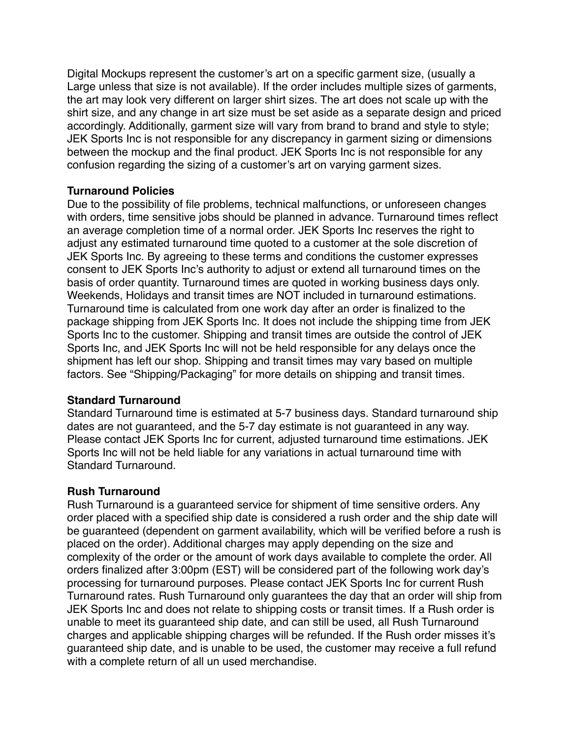Digital Mockups represent the customer's art on a specific garment size, (usually a Large unless that size is not available). If the order includes multiple sizes of garments, the art may look very different on larger shirt sizes. The art does not scale up with the shirt size, and any change in art size must be set aside as a separate design and priced accordingly. Additionally, garment size will vary from brand to brand and style to style; JEK Sports Inc is not responsible for any discrepancy in garment sizing or dimensions between the mockup and the final product. JEK Sports Inc is not responsible for any confusion regarding the sizing of a customer's art on varying garment sizes.

**Turnaround Policies**

Due to the possibility of file problems, technical malfunctions, or unforeseen changes with orders, time sensitive jobs should be planned in advance. Turnaround times reflect an average completion time of a normal order. JEK Sports Inc reserves the right to adjust any estimated turnaround time quoted to a customer at the sole discretion of JEK Sports Inc. By agreeing to these terms and conditions the customer expresses consent to JEK Sports Inc's authority to adjust or extend all turnaround times on the basis of order quantity. Turnaround times are quoted in working business days only. Weekends, Holidays and transit times are NOT included in turnaround estimations. Turnaround time is calculated from one work day after an order is finalized to the package shipping from JEK Sports Inc. It does not include the shipping time from JEK Sports Inc to the customer. Shipping and transit times are outside the control of JEK Sports Inc, and JEK Sports Inc will not be held responsible for any delays once the shipment has left our shop. Shipping and transit times may vary based on multiple factors. See "Shipping/Packaging" for more details on shipping and transit times.

**Standard Turnaround**

Standard Turnaround time is estimated at 5-7 business days. Standard turnaround ship dates are not guaranteed, and the 5-7 day estimate is not guaranteed in any way. Please contact JEK Sports Inc for current, adjusted turnaround time estimations. JEK Sports Inc will not be held liable for any variations in actual turnaround time with Standard Turnaround.

**Rush Turnaround**

Rush Turnaround is a guaranteed service for shipment of time sensitive orders. Any order placed with a specified ship date is considered a rush order and the ship date will be guaranteed (dependent on garment availability, which will be verified before a rush is placed on the order). Additional charges may apply depending on the size and complexity of the order or the amount of work days available to complete the order. All orders finalized after 3:00pm (EST) will be considered part of the following work day's processing for turnaround purposes. Please contact JEK Sports Inc for current Rush Turnaround rates. Rush Turnaround only guarantees the day that an order will ship from JEK Sports Inc and does not relate to shipping costs or transit times. If a Rush order is unable to meet its guaranteed ship date, and can still be used, all Rush Turnaround charges and applicable shipping charges will be refunded. If the Rush order misses it's guaranteed ship date, and is unable to be used, the customer may receive a full refund with a complete return of all un used merchandise.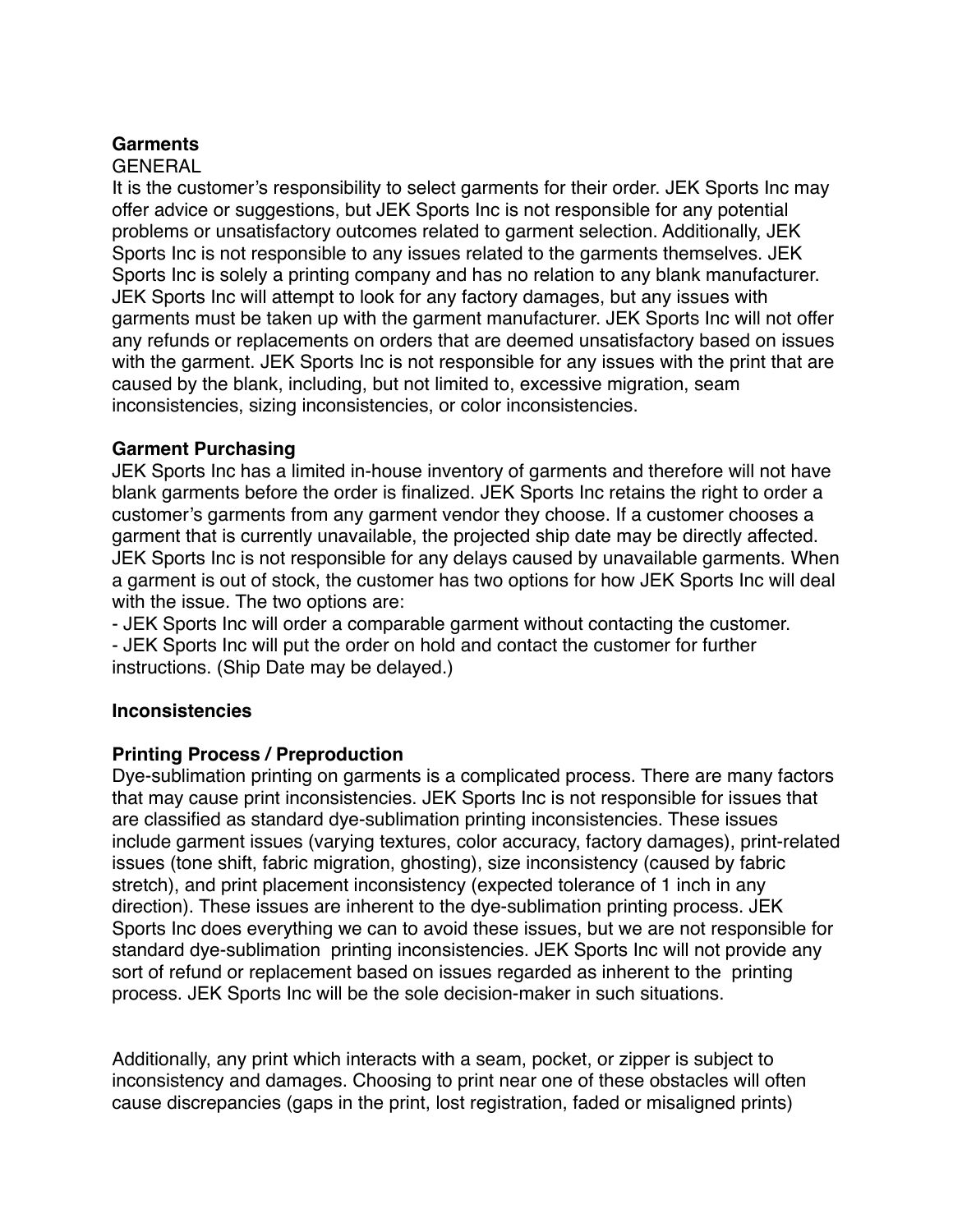**Garments**

GENERAL

It is the customer's responsibility to select garments for their order. JEK Sports Inc may offer advice or suggestions, but JEK Sports Inc is not responsible for any potential problems or unsatisfactory outcomes related to garment selection. Additionally, JEK Sports Inc is not responsible to any issues related to the garments themselves. JEK Sports Inc is solely a printing company and has no relation to any blank manufacturer. JEK Sports Inc will attempt to look for any factory damages, but any issues with garments must be taken up with the garment manufacturer. JEK Sports Inc will not offer any refunds or replacements on orders that are deemed unsatisfactory based on issues with the garment. JEK Sports Inc is not responsible for any issues with the print that are caused by the blank, including, but not limited to, excessive migration, seam inconsistencies, sizing inconsistencies, or color inconsistencies.

**Garment Purchasing**

JEK Sports Inc has a limited in-house inventory of garments and therefore will not have blank garments before the order is finalized. JEK Sports Inc retains the right to order a customer's garments from any garment vendor they choose. If a customer chooses a garment that is currently unavailable, the projected ship date may be directly affected. JEK Sports Inc is not responsible for any delays caused by unavailable garments. When a garment is out of stock, the customer has two options for how JEK Sports Inc will deal with the issue. The two options are:

- JEK Sports Inc will order a comparable garment without contacting the customer.
- JEK Sports Inc will put the order on hold and contact the customer for further instructions. (Ship Date may be delayed.)

**Inconsistencies**

**Printing Process / Preproduction**

Dye-sublimation printing on garments is a complicated process. There are many factors that may cause print inconsistencies. JEK Sports Inc is not responsible for issues that are classified as standard dye-sublimation printing inconsistencies. These issues include garment issues (varying textures, color accuracy, factory damages), print-related issues (tone shift, fabric migration, ghosting), size inconsistency (caused by fabric stretch), and print placement inconsistency (expected tolerance of 1 inch in any direction). These issues are inherent to the dye-sublimation printing process. JEK Sports Inc does everything we can to avoid these issues, but we are not responsible for standard dye-sublimation printing inconsistencies. JEK Sports Inc will not provide any sort of refund or replacement based on issues regarded as inherent to the printing process. JEK Sports Inc will be the sole decision-maker in such situations.

Additionally, any print which interacts with a seam, pocket, or zipper is subject to inconsistency and damages. Choosing to print near one of these obstacles will often cause discrepancies (gaps in the print, lost registration, faded or misaligned prints)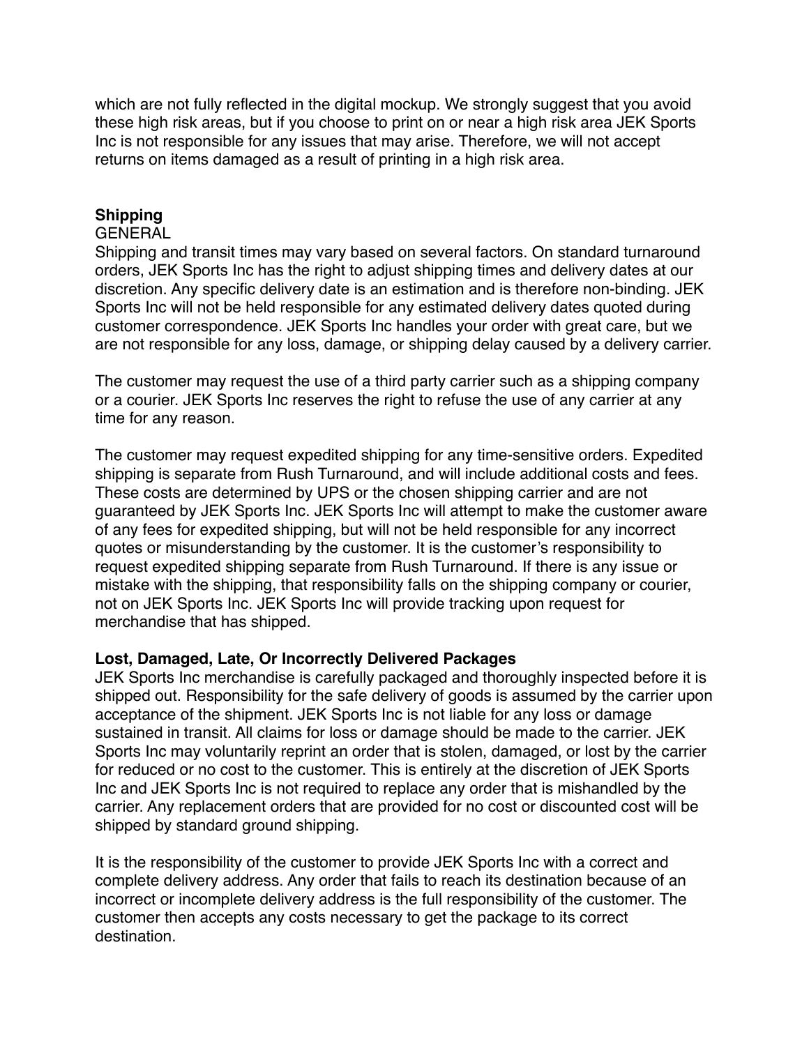which are not fully reflected in the digital mockup. We strongly suggest that you avoid these high risk areas, but if you choose to print on or near a high risk area JEK Sports Inc is not responsible for any issues that may arise. Therefore, we will not accept returns on items damaged as a result of printing in a high risk area.

## Shipping

GENERAL

Shipping and transit times may vary based on several factors. On standard turnaround orders, JEK Sports Inc has the right to adjust shipping times and delivery dates at our discretion. Any specific delivery date is an estimation and is therefore non-binding. JEK Sports Inc will not be held responsible for any estimated delivery dates quoted during customer correspondence. JEK Sports Inc handles your order with great care, but we are not responsible for any loss, damage, or shipping delay caused by a delivery carrier.

The customer may request the use of a third party carrier such as a shipping company or a courier. JEK Sports Inc reserves the right to refuse the use of any carrier at any time for any reason.

The customer may request expedited shipping for any time-sensitive orders. Expedited shipping is separate from Rush Turnaround, and will include additional costs and fees. These costs are determined by UPS or the chosen shipping carrier and are not guaranteed by JEK Sports Inc. JEK Sports Inc will attempt to make the customer aware of any fees for expedited shipping, but will not be held responsible for any incorrect quotes or misunderstanding by the customer. It is the customer's responsibility to request expedited shipping separate from Rush Turnaround. If there is any issue or mistake with the shipping, that responsibility falls on the shipping company or courier, not on JEK Sports Inc. JEK Sports Inc will provide tracking upon request for merchandise that has shipped.

### Lost, Damaged, Late, Or Incorrectly Delivered Packages

JEK Sports Inc merchandise is carefully packaged and thoroughly inspected before it is shipped out. Responsibility for the safe delivery of goods is assumed by the carrier upon acceptance of the shipment. JEK Sports Inc is not liable for any loss or damage sustained in transit. All claims for loss or damage should be made to the carrier. JEK Sports Inc may voluntarily reprint an order that is stolen, damaged, or lost by the carrier for reduced or no cost to the customer. This is entirely at the discretion of JEK Sports Inc and JEK Sports Inc is not required to replace any order that is mishandled by the carrier. Any replacement orders that are provided for no cost or discounted cost will be shipped by standard ground shipping.

It is the responsibility of the customer to provide JEK Sports Inc with a correct and complete delivery address. Any order that fails to reach its destination because of an incorrect or incomplete delivery address is the full responsibility of the customer. The customer then accepts any costs necessary to get the package to its correct destination.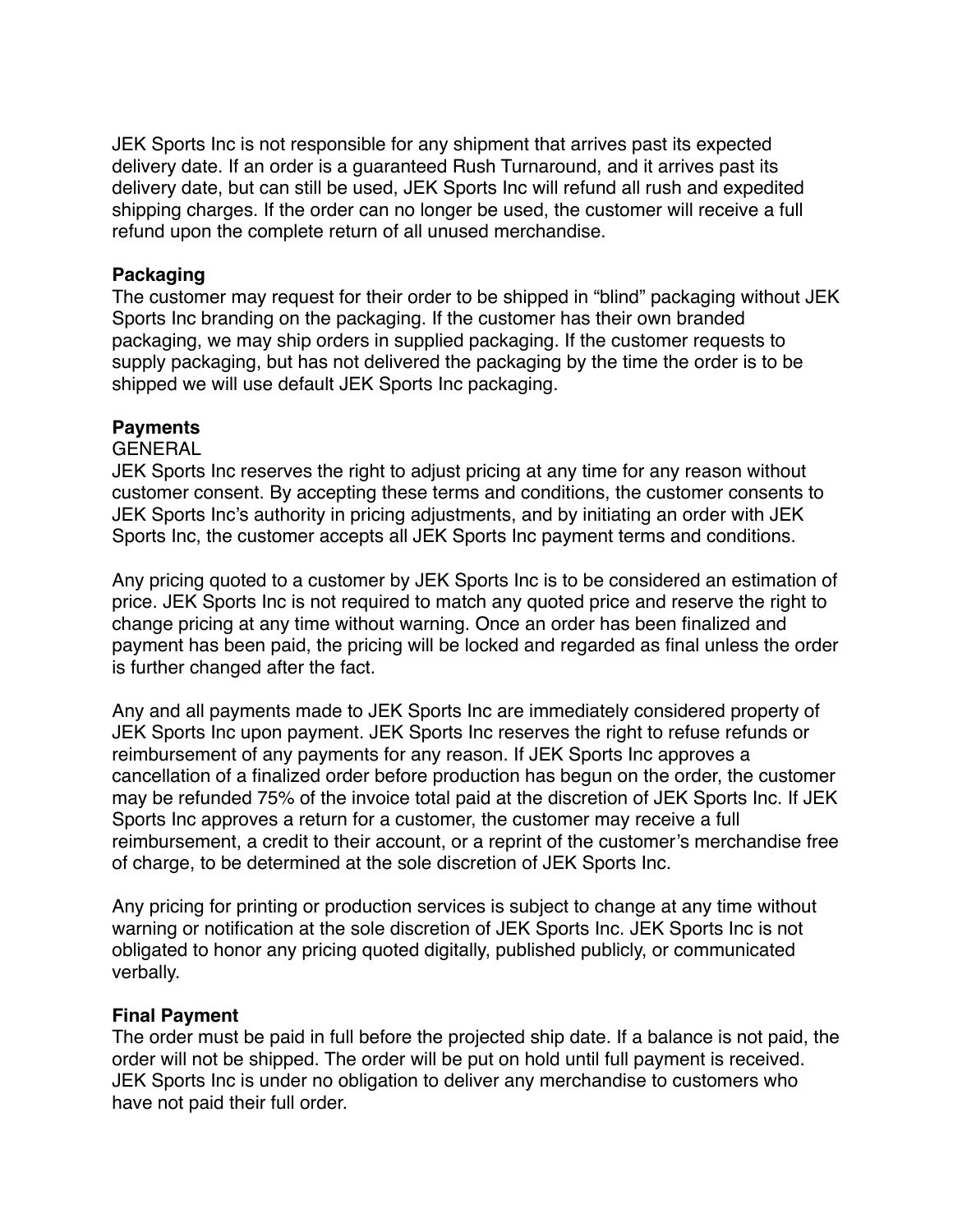JEK Sports Inc is not responsible for any shipment that arrives past its expected delivery date. If an order is a guaranteed Rush Turnaround, and it arrives past its delivery date, but can still be used, JEK Sports Inc will refund all rush and expedited shipping charges. If the order can no longer be used, the customer will receive a full refund upon the complete return of all unused merchandise.

**Packaging**

The customer may request for their order to be shipped in “blind” packaging without JEK Sports Inc branding on the packaging. If the customer has their own branded packaging, we may ship orders in supplied packaging. If the customer requests to supply packaging, but has not delivered the packaging by the time the order is to be shipped we will use default JEK Sports Inc packaging.

**Payments**

GENERAL

JEK Sports Inc reserves the right to adjust pricing at any time for any reason without customer consent. By accepting these terms and conditions, the customer consents to JEK Sports Inc’s authority in pricing adjustments, and by initiating an order with JEK Sports Inc, the customer accepts all JEK Sports Inc payment terms and conditions.

Any pricing quoted to a customer by JEK Sports Inc is to be considered an estimation of price. JEK Sports Inc is not required to match any quoted price and reserve the right to change pricing at any time without warning. Once an order has been finalized and payment has been paid, the pricing will be locked and regarded as final unless the order is further changed after the fact.

Any and all payments made to JEK Sports Inc are immediately considered property of JEK Sports Inc upon payment. JEK Sports Inc reserves the right to refuse refunds or reimbursement of any payments for any reason. If JEK Sports Inc approves a cancellation of a finalized order before production has begun on the order, the customer may be refunded 75% of the invoice total paid at the discretion of JEK Sports Inc. If JEK Sports Inc approves a return for a customer, the customer may receive a full reimbursement, a credit to their account, or a reprint of the customer’s merchandise free of charge, to be determined at the sole discretion of JEK Sports Inc.

Any pricing for printing or production services is subject to change at any time without warning or notification at the sole discretion of JEK Sports Inc. JEK Sports Inc is not obligated to honor any pricing quoted digitally, published publicly, or communicated verbally.

**Final Payment**

The order must be paid in full before the projected ship date. If a balance is not paid, the order will not be shipped. The order will be put on hold until full payment is received. JEK Sports Inc is under no obligation to deliver any merchandise to customers who have not paid their full order.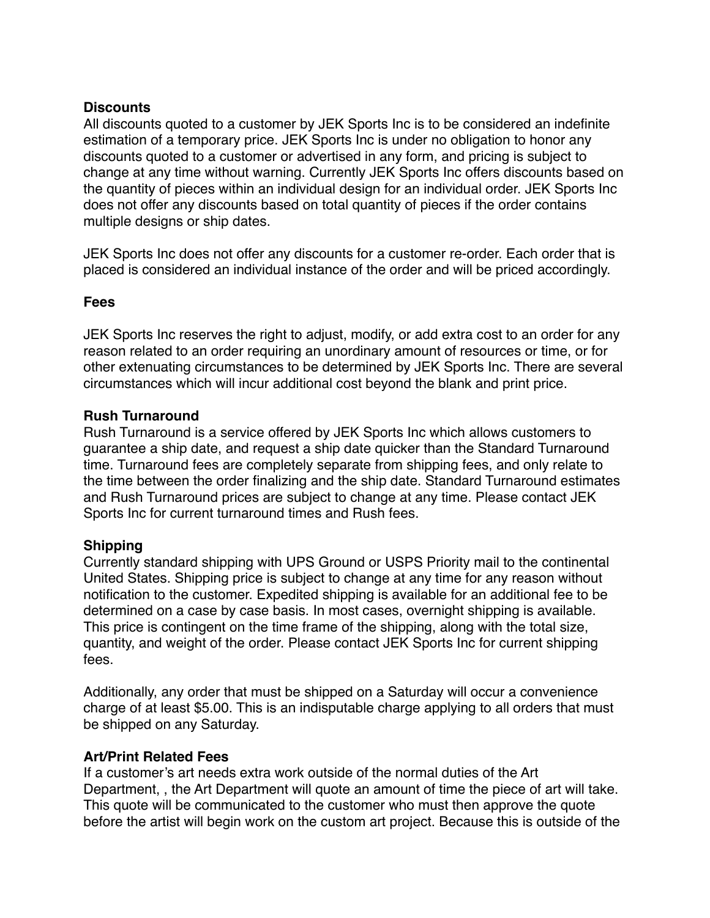**Discounts**

All discounts quoted to a customer by JEK Sports Inc is to be considered an indefinite estimation of a temporary price. JEK Sports Inc is under no obligation to honor any discounts quoted to a customer or advertised in any form, and pricing is subject to change at any time without warning. Currently JEK Sports Inc offers discounts based on the quantity of pieces within an individual design for an individual order. JEK Sports Inc does not offer any discounts based on total quantity of pieces if the order contains multiple designs or ship dates.

JEK Sports Inc does not offer any discounts for a customer re-order. Each order that is placed is considered an individual instance of the order and will be priced accordingly.

**Fees**

JEK Sports Inc reserves the right to adjust, modify, or add extra cost to an order for any reason related to an order requiring an unordinary amount of resources or time, or for other extenuating circumstances to be determined by JEK Sports Inc. There are several circumstances which will incur additional cost beyond the blank and print price.

**Rush Turnaround**

Rush Turnaround is a service offered by JEK Sports Inc which allows customers to guarantee a ship date, and request a ship date quicker than the Standard Turnaround time. Turnaround fees are completely separate from shipping fees, and only relate to the time between the order finalizing and the ship date. Standard Turnaround estimates and Rush Turnaround prices are subject to change at any time. Please contact JEK Sports Inc for current turnaround times and Rush fees.

**Shipping**

Currently standard shipping with UPS Ground or USPS Priority mail to the continental United States. Shipping price is subject to change at any time for any reason without notification to the customer. Expedited shipping is available for an additional fee to be determined on a case by case basis. In most cases, overnight shipping is available. This price is contingent on the time frame of the shipping, along with the total size, quantity, and weight of the order. Please contact JEK Sports Inc for current shipping fees.

Additionally, any order that must be shipped on a Saturday will occur a convenience charge of at least $5.00. This is an indisputable charge applying to all orders that must be shipped on any Saturday.

**Art/Print Related Fees**

If a customer's art needs extra work outside of the normal duties of the Art Department, , the Art Department will quote an amount of time the piece of art will take. This quote will be communicated to the customer who must then approve the quote before the artist will begin work on the custom art project. Because this is outside of the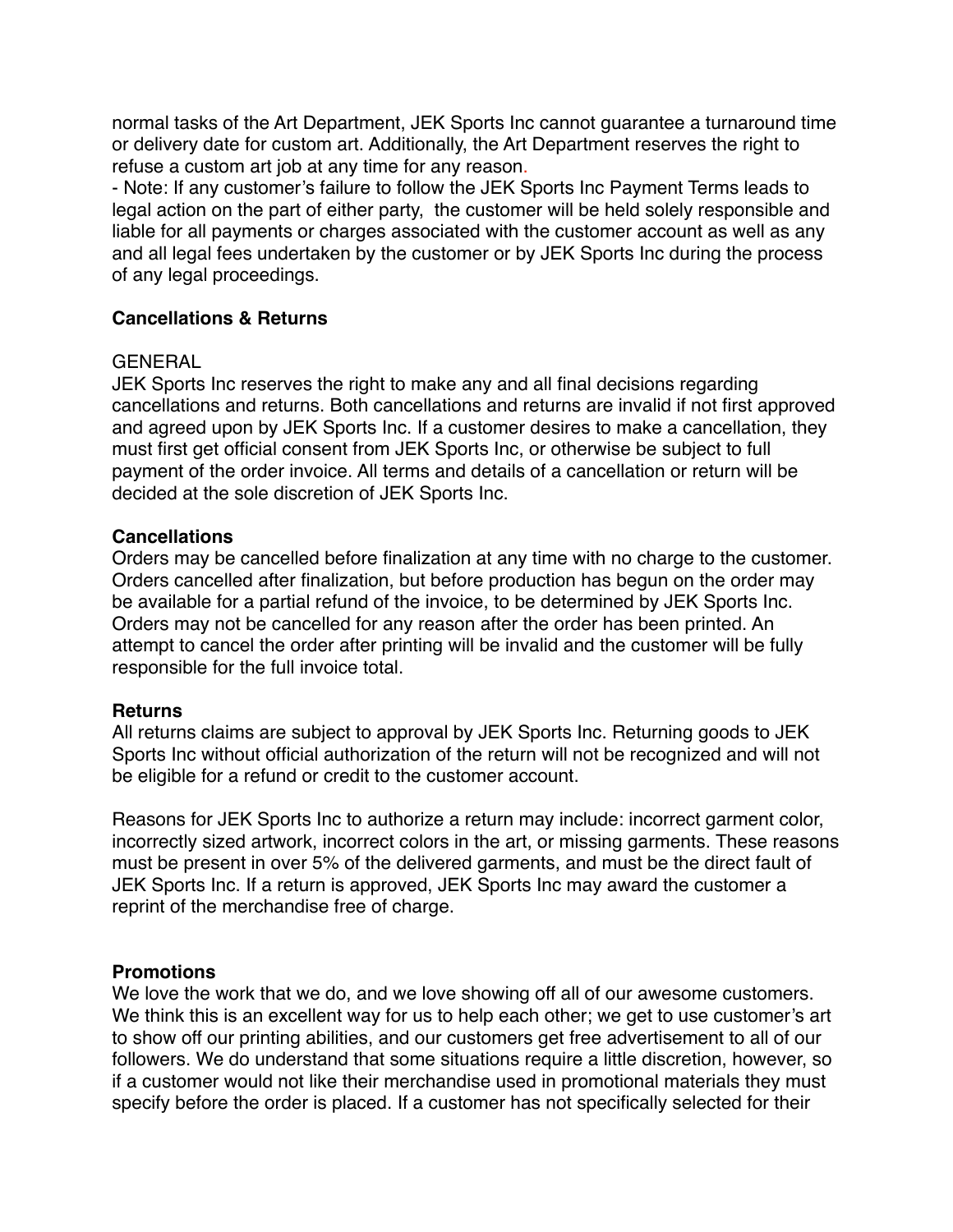normal tasks of the Art Department, JEK Sports Inc cannot guarantee a turnaround time or delivery date for custom art. Additionally, the Art Department reserves the right to refuse a custom art job at any time for any reason.

- Note: If any customer's failure to follow the JEK Sports Inc Payment Terms leads to legal action on the part of either party, the customer will be held solely responsible and liable for all payments or charges associated with the customer account as well as any and all legal fees undertaken by the customer or by JEK Sports Inc during the process of any legal proceedings.

## Cancellations & Returns

GENERAL

JEK Sports Inc reserves the right to make any and all final decisions regarding cancellations and returns. Both cancellations and returns are invalid if not first approved and agreed upon by JEK Sports Inc. If a customer desires to make a cancellation, they must first get official consent from JEK Sports Inc, or otherwise be subject to full payment of the order invoice. All terms and details of a cancellation or return will be decided at the sole discretion of JEK Sports Inc.

### Cancellations

Orders may be cancelled before finalization at any time with no charge to the customer. Orders cancelled after finalization, but before production has begun on the order may be available for a partial refund of the invoice, to be determined by JEK Sports Inc. Orders may not be cancelled for any reason after the order has been printed. An attempt to cancel the order after printing will be invalid and the customer will be fully responsible for the full invoice total.

### Returns

All returns claims are subject to approval by JEK Sports Inc. Returning goods to JEK Sports Inc without official authorization of the return will not be recognized and will not be eligible for a refund or credit to the customer account.

Reasons for JEK Sports Inc to authorize a return may include: incorrect garment color, incorrectly sized artwork, incorrect colors in the art, or missing garments. These reasons must be present in over 5% of the delivered garments, and must be the direct fault of JEK Sports Inc. If a return is approved, JEK Sports Inc may award the customer a reprint of the merchandise free of charge.

## Promotions

We love the work that we do, and we love showing off all of our awesome customers. We think this is an excellent way for us to help each other; we get to use customer's art to show off our printing abilities, and our customers get free advertisement to all of our followers. We do understand that some situations require a little discretion, however, so if a customer would not like their merchandise used in promotional materials they must specify before the order is placed. If a customer has not specifically selected for their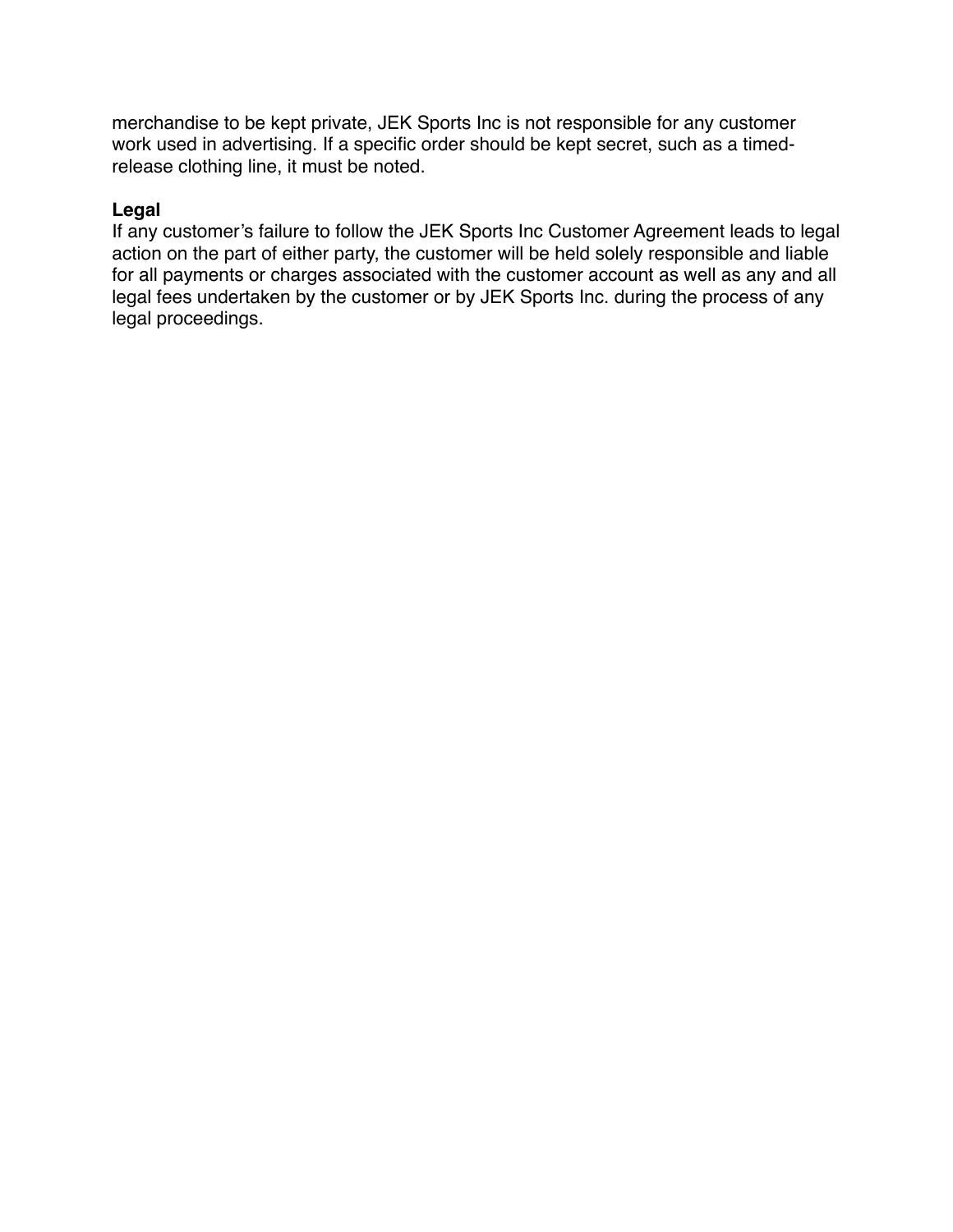merchandise to be kept private, JEK Sports Inc is not responsible for any customer work used in advertising. If a specific order should be kept secret, such as a timed-release clothing line, it must be noted.

**Legal**

If any customer's failure to follow the JEK Sports Inc Customer Agreement leads to legal action on the part of either party, the customer will be held solely responsible and liable for all payments or charges associated with the customer account as well as any and all legal fees undertaken by the customer or by JEK Sports Inc. during the process of any legal proceedings.